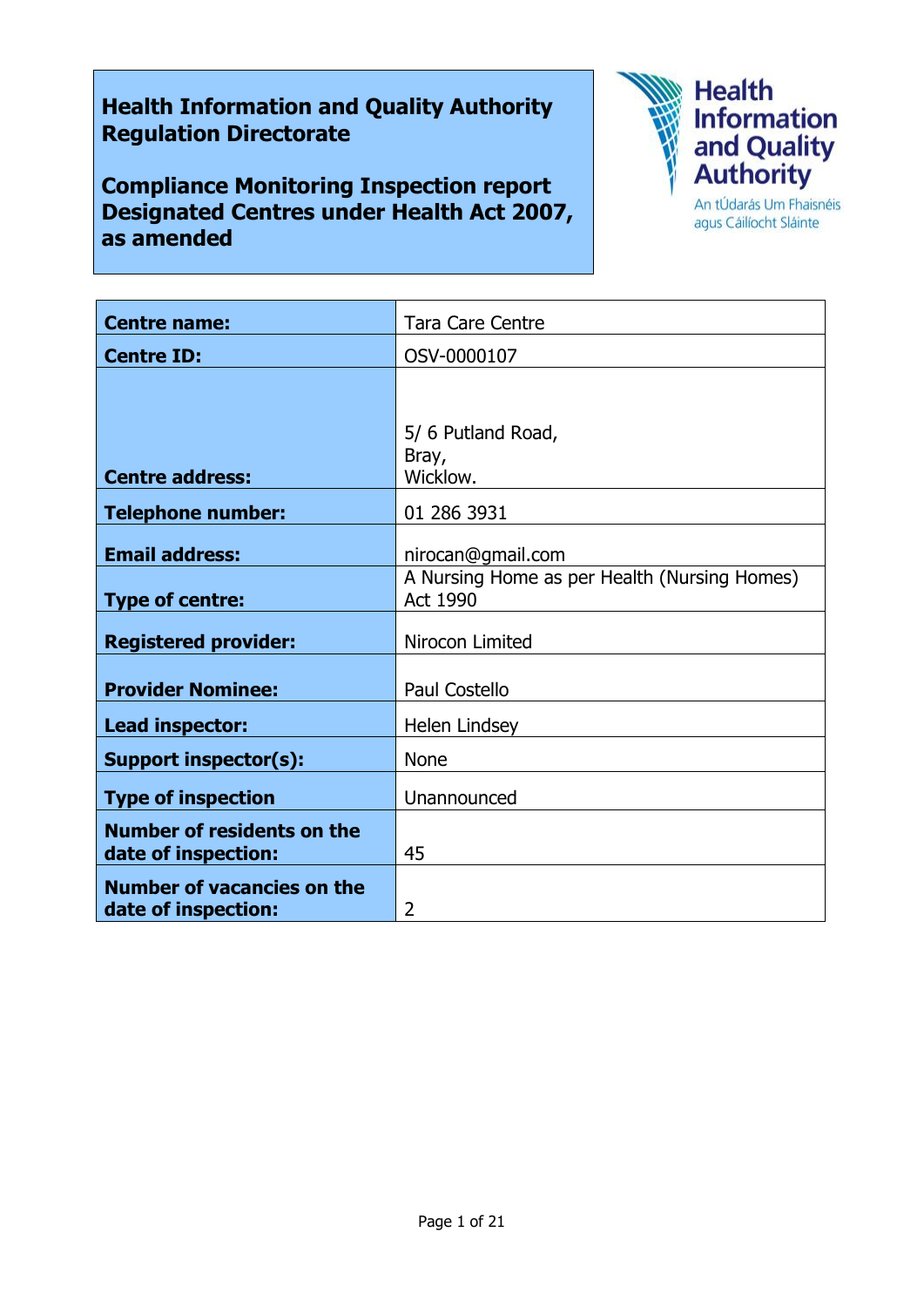**Health Information and Quality Authority Regulation Directorate**

**Compliance Monitoring Inspection report Designated Centres under Health Act 2007, as amended**

Health Information and Quality Authority

An tÚdarás Um Fhaisnéis agus Cáilíocht Sláinte

| | |
|---|---|
| **Centre name:** | Tara Care Centre |
| **Centre ID:** | OSV-0000107 |
| **Centre address:** | 5/ 6 Putland Road,<br>Bray,<br>Wicklow. |
| **Telephone number:** | 01 286 3931 |
| **Email address:** | nirocan@gmail.com |
| **Type of centre:** | A Nursing Home as per Health (Nursing Homes) Act 1990 |
| **Registered provider:** | Nirocon Limited |
| **Provider Nominee:** | Paul Costello |
| **Lead inspector:** | Helen Lindsey |
| **Support inspector(s):** | None |
| **Type of inspection** | Unannounced |
| **Number of residents on the date of inspection:** | 45 |
| **Number of vacancies on the date of inspection:** | 2 |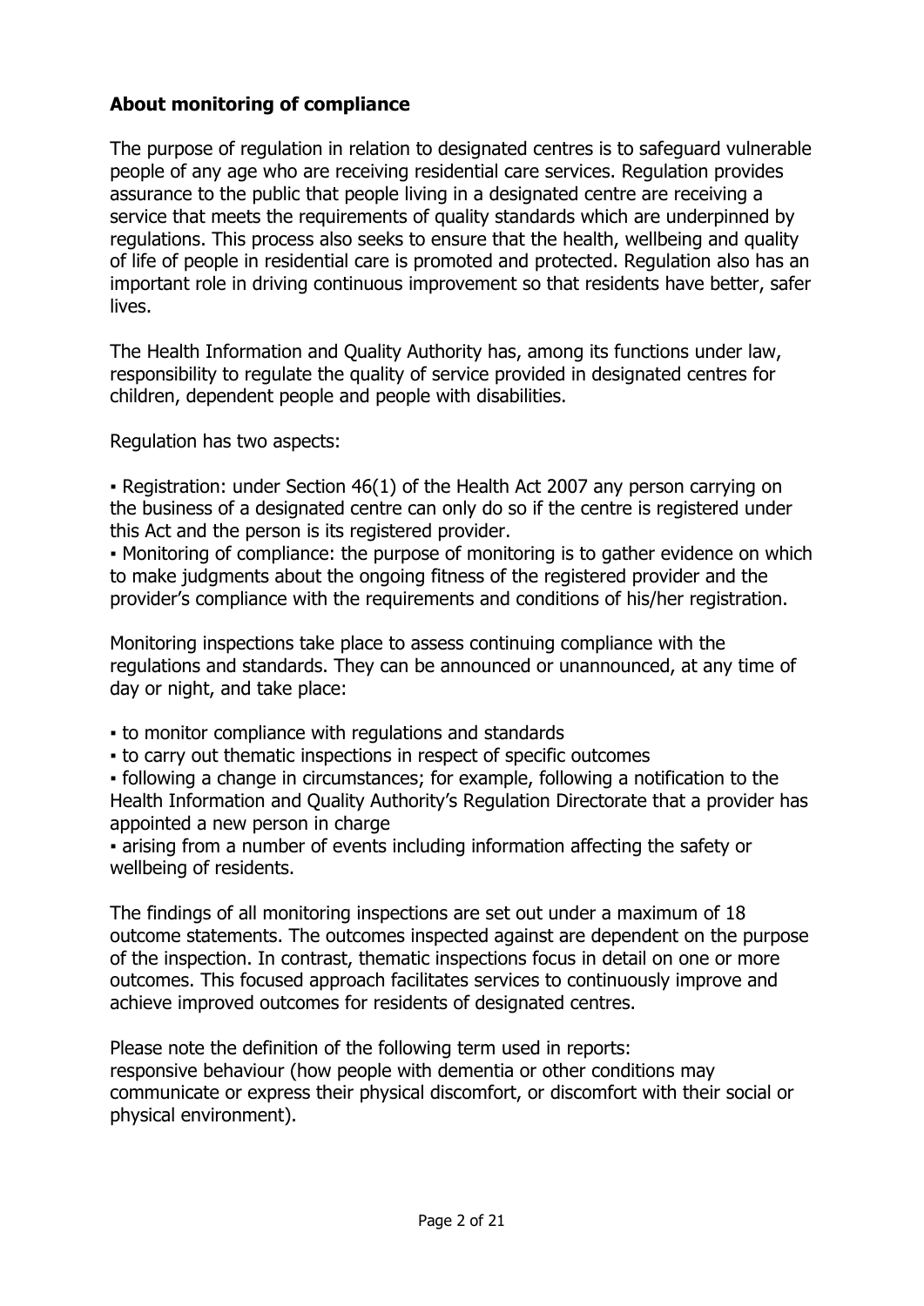**About monitoring of compliance**

The purpose of regulation in relation to designated centres is to safeguard vulnerable people of any age who are receiving residential care services. Regulation provides assurance to the public that people living in a designated centre are receiving a service that meets the requirements of quality standards which are underpinned by regulations. This process also seeks to ensure that the health, wellbeing and quality of life of people in residential care is promoted and protected. Regulation also has an important role in driving continuous improvement so that residents have better, safer lives.

The Health Information and Quality Authority has, among its functions under law, responsibility to regulate the quality of service provided in designated centres for children, dependent people and people with disabilities.

Regulation has two aspects:

- Registration: under Section 46(1) of the Health Act 2007 any person carrying on the business of a designated centre can only do so if the centre is registered under this Act and the person is its registered provider.
- Monitoring of compliance: the purpose of monitoring is to gather evidence on which to make judgments about the ongoing fitness of the registered provider and the provider's compliance with the requirements and conditions of his/her registration.

Monitoring inspections take place to assess continuing compliance with the regulations and standards. They can be announced or unannounced, at any time of day or night, and take place:

- to monitor compliance with regulations and standards
- to carry out thematic inspections in respect of specific outcomes
- following a change in circumstances; for example, following a notification to the Health Information and Quality Authority's Regulation Directorate that a provider has appointed a new person in charge
- arising from a number of events including information affecting the safety or wellbeing of residents.

The findings of all monitoring inspections are set out under a maximum of 18 outcome statements. The outcomes inspected against are dependent on the purpose of the inspection. In contrast, thematic inspections focus in detail on one or more outcomes. This focused approach facilitates services to continuously improve and achieve improved outcomes for residents of designated centres.

Please note the definition of the following term used in reports:
responsive behaviour (how people with dementia or other conditions may communicate or express their physical discomfort, or discomfort with their social or physical environment).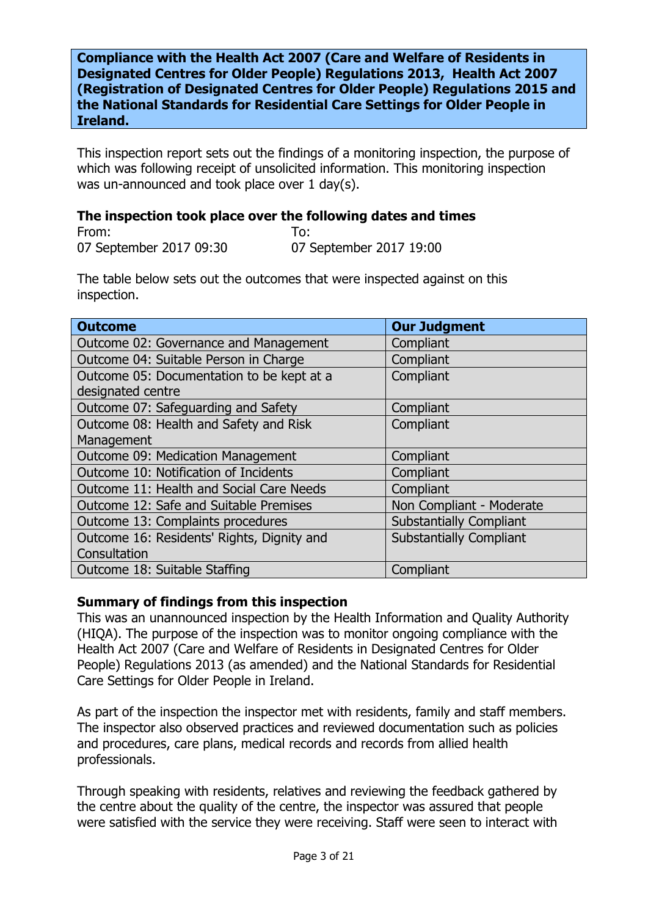**Compliance with the Health Act 2007 (Care and Welfare of Residents in Designated Centres for Older People) Regulations 2013, Health Act 2007 (Registration of Designated Centres for Older People) Regulations 2015 and the National Standards for Residential Care Settings for Older People in Ireland.**

This inspection report sets out the findings of a monitoring inspection, the purpose of which was following receipt of unsolicited information. This monitoring inspection was un-announced and took place over 1 day(s).

### The inspection took place over the following dates and times

| From: | To: |
|---|---|
| 07 September 2017 09:30 | 07 September 2017 19:00 |

The table below sets out the outcomes that were inspected against on this inspection.

| Outcome | Our Judgment |
|---|---|
| Outcome 02: Governance and Management | Compliant |
| Outcome 04: Suitable Person in Charge | Compliant |
| Outcome 05: Documentation to be kept at a designated centre | Compliant |
| Outcome 07: Safeguarding and Safety | Compliant |
| Outcome 08: Health and Safety and Risk Management | Compliant |
| Outcome 09: Medication Management | Compliant |
| Outcome 10: Notification of Incidents | Compliant |
| Outcome 11: Health and Social Care Needs | Compliant |
| Outcome 12: Safe and Suitable Premises | Non Compliant - Moderate |
| Outcome 13: Complaints procedures | Substantially Compliant |
| Outcome 16: Residents' Rights, Dignity and Consultation | Substantially Compliant |
| Outcome 18: Suitable Staffing | Compliant |

### Summary of findings from this inspection

This was an unannounced inspection by the Health Information and Quality Authority (HIQA). The purpose of the inspection was to monitor ongoing compliance with the Health Act 2007 (Care and Welfare of Residents in Designated Centres for Older People) Regulations 2013 (as amended) and the National Standards for Residential Care Settings for Older People in Ireland.

As part of the inspection the inspector met with residents, family and staff members. The inspector also observed practices and reviewed documentation such as policies and procedures, care plans, medical records and records from allied health professionals.

Through speaking with residents, relatives and reviewing the feedback gathered by the centre about the quality of the centre, the inspector was assured that people were satisfied with the service they were receiving. Staff were seen to interact with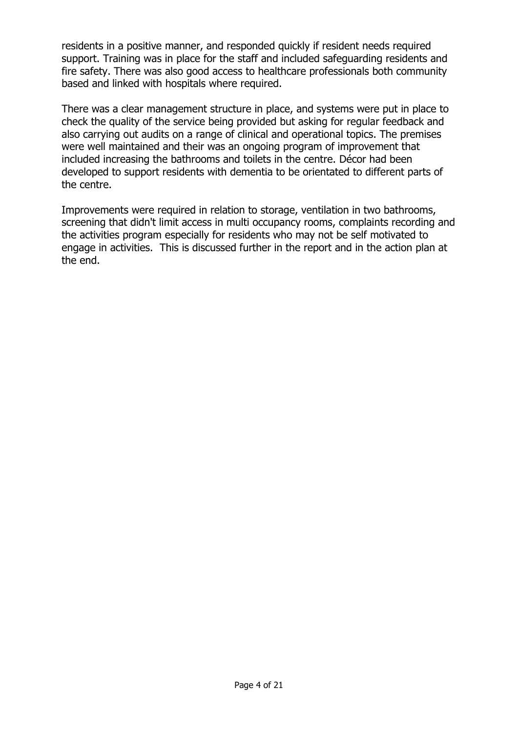residents in a positive manner, and responded quickly if resident needs required support. Training was in place for the staff and included safeguarding residents and fire safety. There was also good access to healthcare professionals both community based and linked with hospitals where required.

There was a clear management structure in place, and systems were put in place to check the quality of the service being provided but asking for regular feedback and also carrying out audits on a range of clinical and operational topics. The premises were well maintained and their was an ongoing program of improvement that included increasing the bathrooms and toilets in the centre. Décor had been developed to support residents with dementia to be orientated to different parts of the centre.

Improvements were required in relation to storage, ventilation in two bathrooms, screening that didn't limit access in multi occupancy rooms, complaints recording and the activities program especially for residents who may not be self motivated to engage in activities. This is discussed further in the report and in the action plan at the end.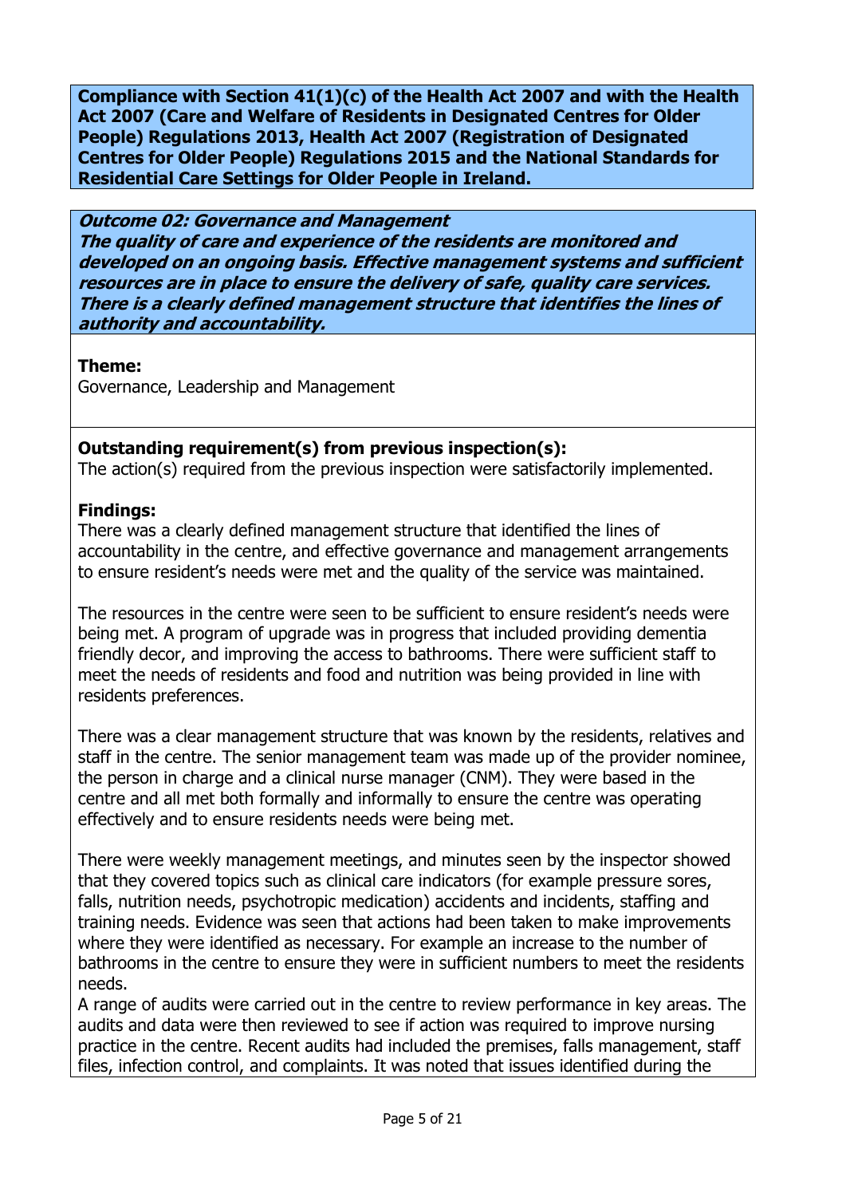**Compliance with Section 41(1)(c) of the Health Act 2007 and with the Health Act 2007 (Care and Welfare of Residents in Designated Centres for Older People) Regulations 2013, Health Act 2007 (Registration of Designated Centres for Older People) Regulations 2015 and the National Standards for Residential Care Settings for Older People in Ireland.**

***Outcome 02: Governance and Management***
***The quality of care and experience of the residents are monitored and developed on an ongoing basis. Effective management systems and sufficient resources are in place to ensure the delivery of safe, quality care services. There is a clearly defined management structure that identifies the lines of authority and accountability.***

**Theme:**
Governance, Leadership and Management

**Outstanding requirement(s) from previous inspection(s):**
The action(s) required from the previous inspection were satisfactorily implemented.

**Findings:**
There was a clearly defined management structure that identified the lines of accountability in the centre, and effective governance and management arrangements to ensure resident's needs were met and the quality of the service was maintained.

The resources in the centre were seen to be sufficient to ensure resident's needs were being met. A program of upgrade was in progress that included providing dementia friendly decor, and improving the access to bathrooms. There were sufficient staff to meet the needs of residents and food and nutrition was being provided in line with residents preferences.

There was a clear management structure that was known by the residents, relatives and staff in the centre. The senior management team was made up of the provider nominee, the person in charge and a clinical nurse manager (CNM). They were based in the centre and all met both formally and informally to ensure the centre was operating effectively and to ensure residents needs were being met.

There were weekly management meetings, and minutes seen by the inspector showed that they covered topics such as clinical care indicators (for example pressure sores, falls, nutrition needs, psychotropic medication) accidents and incidents, staffing and training needs. Evidence was seen that actions had been taken to make improvements where they were identified as necessary. For example an increase to the number of bathrooms in the centre to ensure they were in sufficient numbers to meet the residents needs.
A range of audits were carried out in the centre to review performance in key areas. The audits and data were then reviewed to see if action was required to improve nursing practice in the centre. Recent audits had included the premises, falls management, staff files, infection control, and complaints. It was noted that issues identified during the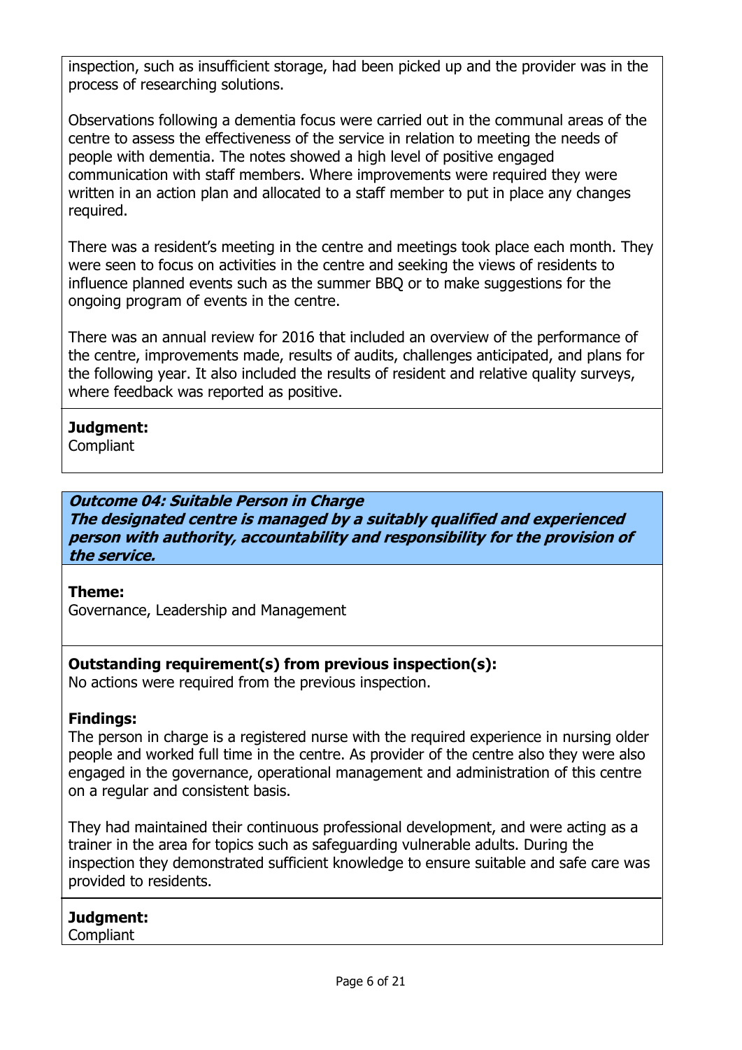inspection, such as insufficient storage, had been picked up and the provider was in the process of researching solutions.

Observations following a dementia focus were carried out in the communal areas of the centre to assess the effectiveness of the service in relation to meeting the needs of people with dementia. The notes showed a high level of positive engaged communication with staff members. Where improvements were required they were written in an action plan and allocated to a staff member to put in place any changes required.

There was a resident's meeting in the centre and meetings took place each month. They were seen to focus on activities in the centre and seeking the views of residents to influence planned events such as the summer BBQ or to make suggestions for the ongoing program of events in the centre.

There was an annual review for 2016 that included an overview of the performance of the centre, improvements made, results of audits, challenges anticipated, and plans for the following year. It also included the results of resident and relative quality surveys, where feedback was reported as positive.

**Judgment:**
Compliant

### ***Outcome 04: Suitable Person in Charge***
***The designated centre is managed by a suitably qualified and experienced person with authority, accountability and responsibility for the provision of the service.***

**Theme:**
Governance, Leadership and Management

**Outstanding requirement(s) from previous inspection(s):**
No actions were required from the previous inspection.

**Findings:**
The person in charge is a registered nurse with the required experience in nursing older people and worked full time in the centre. As provider of the centre also they were also engaged in the governance, operational management and administration of this centre on a regular and consistent basis.

They had maintained their continuous professional development, and were acting as a trainer in the area for topics such as safeguarding vulnerable adults. During the inspection they demonstrated sufficient knowledge to ensure suitable and safe care was provided to residents.

**Judgment:**
Compliant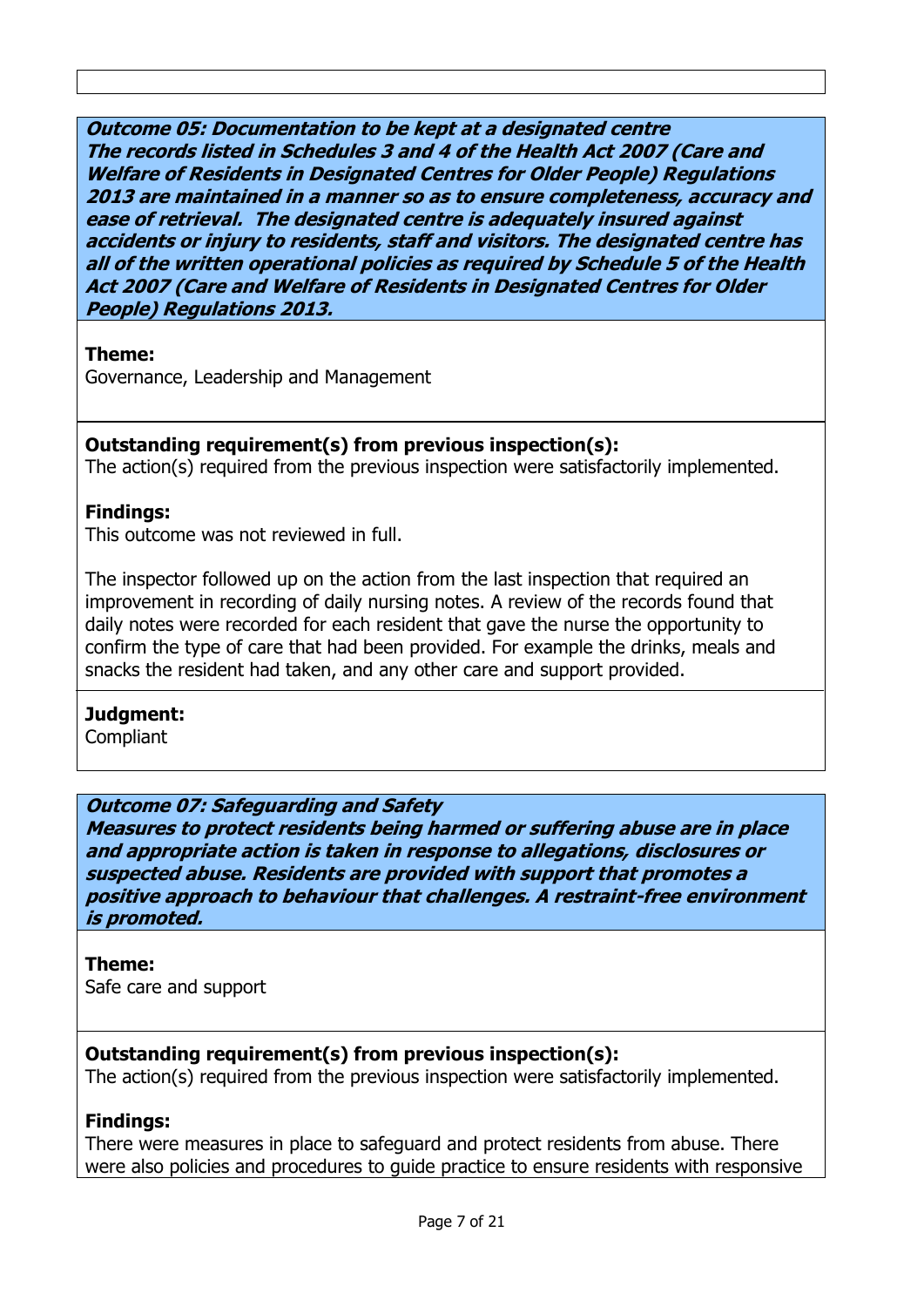**Outcome 05: Documentation to be kept at a designated centre**
***The records listed in Schedules 3 and 4 of the Health Act 2007 (Care and Welfare of Residents in Designated Centres for Older People) Regulations 2013 are maintained in a manner so as to ensure completeness, accuracy and ease of retrieval. The designated centre is adequately insured against accidents or injury to residents, staff and visitors. The designated centre has all of the written operational policies as required by Schedule 5 of the Health Act 2007 (Care and Welfare of Residents in Designated Centres for Older People) Regulations 2013.***

**Theme:**
Governance, Leadership and Management

**Outstanding requirement(s) from previous inspection(s):**
The action(s) required from the previous inspection were satisfactorily implemented.

**Findings:**
This outcome was not reviewed in full.

The inspector followed up on the action from the last inspection that required an improvement in recording of daily nursing notes. A review of the records found that daily notes were recorded for each resident that gave the nurse the opportunity to confirm the type of care that had been provided. For example the drinks, meals and snacks the resident had taken, and any other care and support provided.

**Judgment:**
Compliant

**Outcome 07: Safeguarding and Safety**
***Measures to protect residents being harmed or suffering abuse are in place and appropriate action is taken in response to allegations, disclosures or suspected abuse. Residents are provided with support that promotes a positive approach to behaviour that challenges. A restraint-free environment is promoted.***

**Theme:**
Safe care and support

**Outstanding requirement(s) from previous inspection(s):**
The action(s) required from the previous inspection were satisfactorily implemented.

**Findings:**
There were measures in place to safeguard and protect residents from abuse. There were also policies and procedures to guide practice to ensure residents with responsive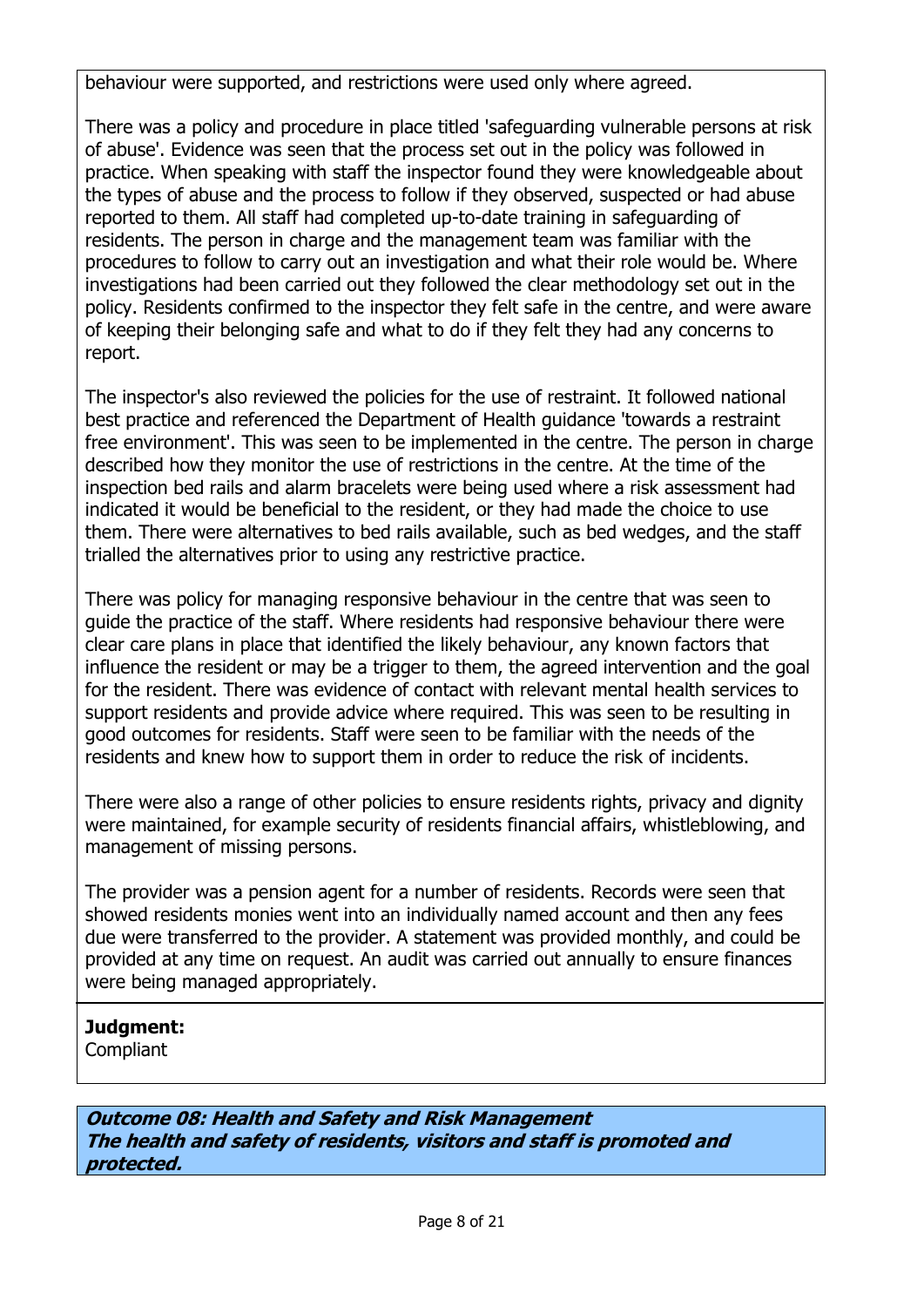behaviour were supported, and restrictions were used only where agreed.

There was a policy and procedure in place titled 'safeguarding vulnerable persons at risk of abuse'. Evidence was seen that the process set out in the policy was followed in practice. When speaking with staff the inspector found they were knowledgeable about the types of abuse and the process to follow if they observed, suspected or had abuse reported to them. All staff had completed up-to-date training in safeguarding of residents. The person in charge and the management team was familiar with the procedures to follow to carry out an investigation and what their role would be. Where investigations had been carried out they followed the clear methodology set out in the policy. Residents confirmed to the inspector they felt safe in the centre, and were aware of keeping their belonging safe and what to do if they felt they had any concerns to report.

The inspector's also reviewed the policies for the use of restraint. It followed national best practice and referenced the Department of Health guidance 'towards a restraint free environment'. This was seen to be implemented in the centre. The person in charge described how they monitor the use of restrictions in the centre. At the time of the inspection bed rails and alarm bracelets were being used where a risk assessment had indicated it would be beneficial to the resident, or they had made the choice to use them. There were alternatives to bed rails available, such as bed wedges, and the staff trialled the alternatives prior to using any restrictive practice.

There was policy for managing responsive behaviour in the centre that was seen to guide the practice of the staff. Where residents had responsive behaviour there were clear care plans in place that identified the likely behaviour, any known factors that influence the resident or may be a trigger to them, the agreed intervention and the goal for the resident. There was evidence of contact with relevant mental health services to support residents and provide advice where required. This was seen to be resulting in good outcomes for residents. Staff were seen to be familiar with the needs of the residents and knew how to support them in order to reduce the risk of incidents.

There were also a range of other policies to ensure residents rights, privacy and dignity were maintained, for example security of residents financial affairs, whistleblowing, and management of missing persons.

The provider was a pension agent for a number of residents. Records were seen that showed residents monies went into an individually named account and then any fees due were transferred to the provider. A statement was provided monthly, and could be provided at any time on request. An audit was carried out annually to ensure finances were being managed appropriately.

**Judgment:**
Compliant

***Outcome 08: Health and Safety and Risk Management***
***The health and safety of residents, visitors and staff is promoted and protected.***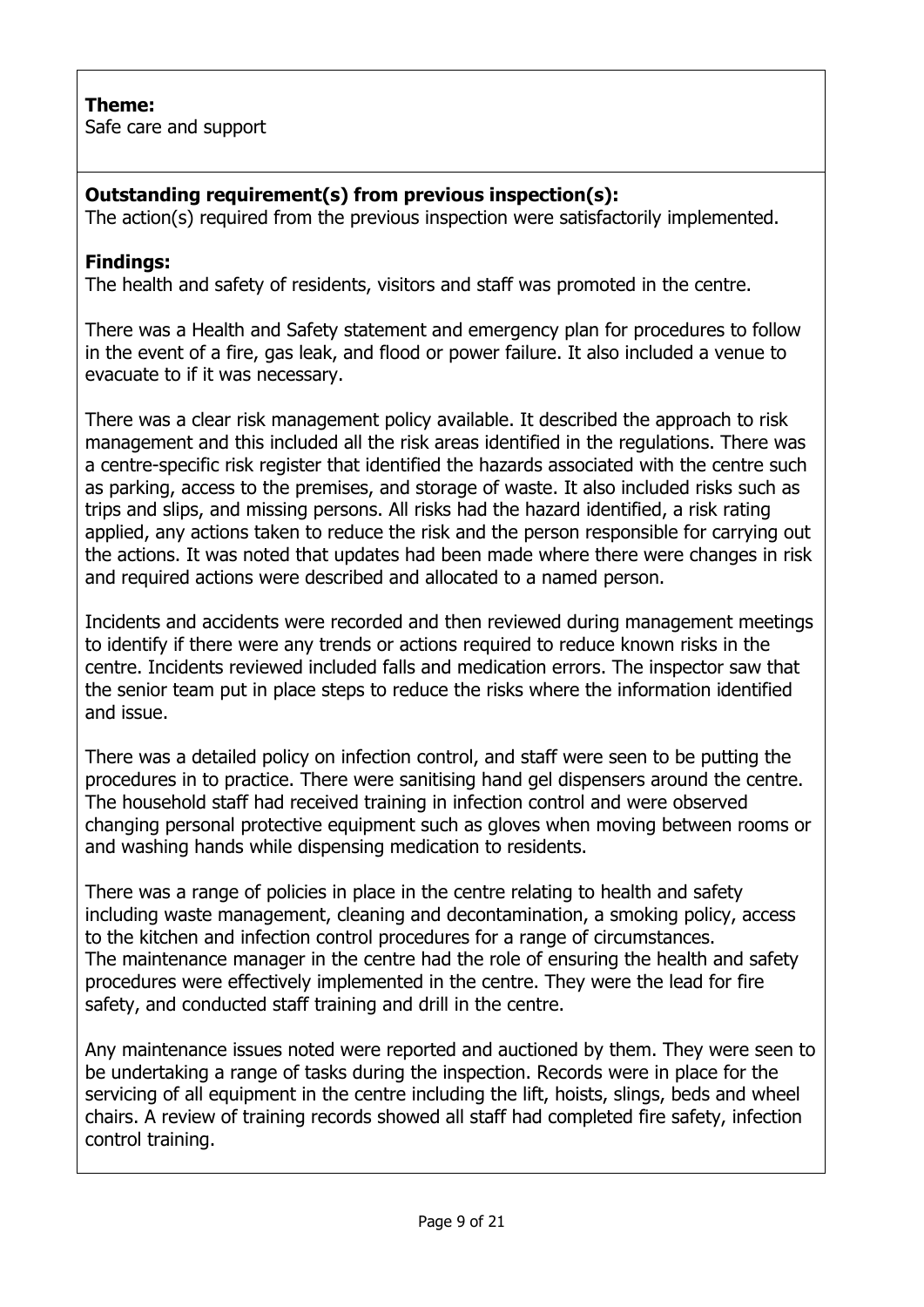**Theme:**
Safe care and support

**Outstanding requirement(s) from previous inspection(s):**
The action(s) required from the previous inspection were satisfactorily implemented.

**Findings:**
The health and safety of residents, visitors and staff was promoted in the centre.

There was a Health and Safety statement and emergency plan for procedures to follow in the event of a fire, gas leak, and flood or power failure. It also included a venue to evacuate to if it was necessary.

There was a clear risk management policy available. It described the approach to risk management and this included all the risk areas identified in the regulations. There was a centre-specific risk register that identified the hazards associated with the centre such as parking, access to the premises, and storage of waste. It also included risks such as trips and slips, and missing persons. All risks had the hazard identified, a risk rating applied, any actions taken to reduce the risk and the person responsible for carrying out the actions. It was noted that updates had been made where there were changes in risk and required actions were described and allocated to a named person.

Incidents and accidents were recorded and then reviewed during management meetings to identify if there were any trends or actions required to reduce known risks in the centre. Incidents reviewed included falls and medication errors. The inspector saw that the senior team put in place steps to reduce the risks where the information identified and issue.

There was a detailed policy on infection control, and staff were seen to be putting the procedures in to practice. There were sanitising hand gel dispensers around the centre. The household staff had received training in infection control and were observed changing personal protective equipment such as gloves when moving between rooms or and washing hands while dispensing medication to residents.

There was a range of policies in place in the centre relating to health and safety including waste management, cleaning and decontamination, a smoking policy, access to the kitchen and infection control procedures for a range of circumstances.
The maintenance manager in the centre had the role of ensuring the health and safety procedures were effectively implemented in the centre. They were the lead for fire safety, and conducted staff training and drill in the centre.

Any maintenance issues noted were reported and auctioned by them. They were seen to be undertaking a range of tasks during the inspection. Records were in place for the servicing of all equipment in the centre including the lift, hoists, slings, beds and wheel chairs. A review of training records showed all staff had completed fire safety, infection control training.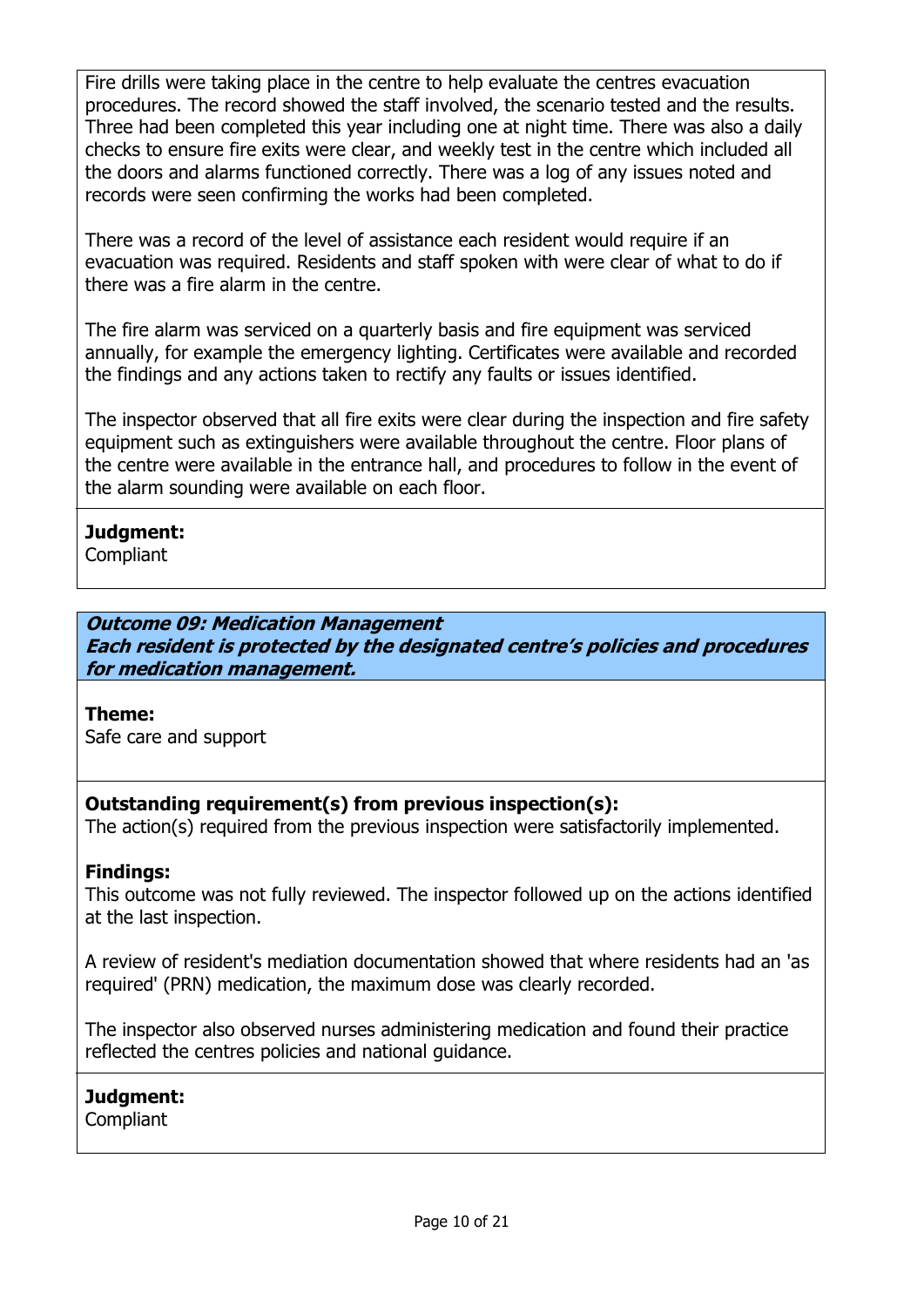Fire drills were taking place in the centre to help evaluate the centres evacuation procedures. The record showed the staff involved, the scenario tested and the results. Three had been completed this year including one at night time. There was also a daily checks to ensure fire exits were clear, and weekly test in the centre which included all the doors and alarms functioned correctly. There was a log of any issues noted and records were seen confirming the works had been completed.

There was a record of the level of assistance each resident would require if an evacuation was required. Residents and staff spoken with were clear of what to do if there was a fire alarm in the centre.

The fire alarm was serviced on a quarterly basis and fire equipment was serviced annually, for example the emergency lighting. Certificates were available and recorded the findings and any actions taken to rectify any faults or issues identified.

The inspector observed that all fire exits were clear during the inspection and fire safety equipment such as extinguishers were available throughout the centre. Floor plans of the centre were available in the entrance hall, and procedures to follow in the event of the alarm sounding were available on each floor.

**Judgment:**
Compliant

***Outcome 09: Medication Management***
***Each resident is protected by the designated centre's policies and procedures for medication management.***

**Theme:**
Safe care and support

**Outstanding requirement(s) from previous inspection(s):**
The action(s) required from the previous inspection were satisfactorily implemented.

**Findings:**
This outcome was not fully reviewed. The inspector followed up on the actions identified at the last inspection.

A review of resident's mediation documentation showed that where residents had an 'as required' (PRN) medication, the maximum dose was clearly recorded.

The inspector also observed nurses administering medication and found their practice reflected the centres policies and national guidance.

**Judgment:**
Compliant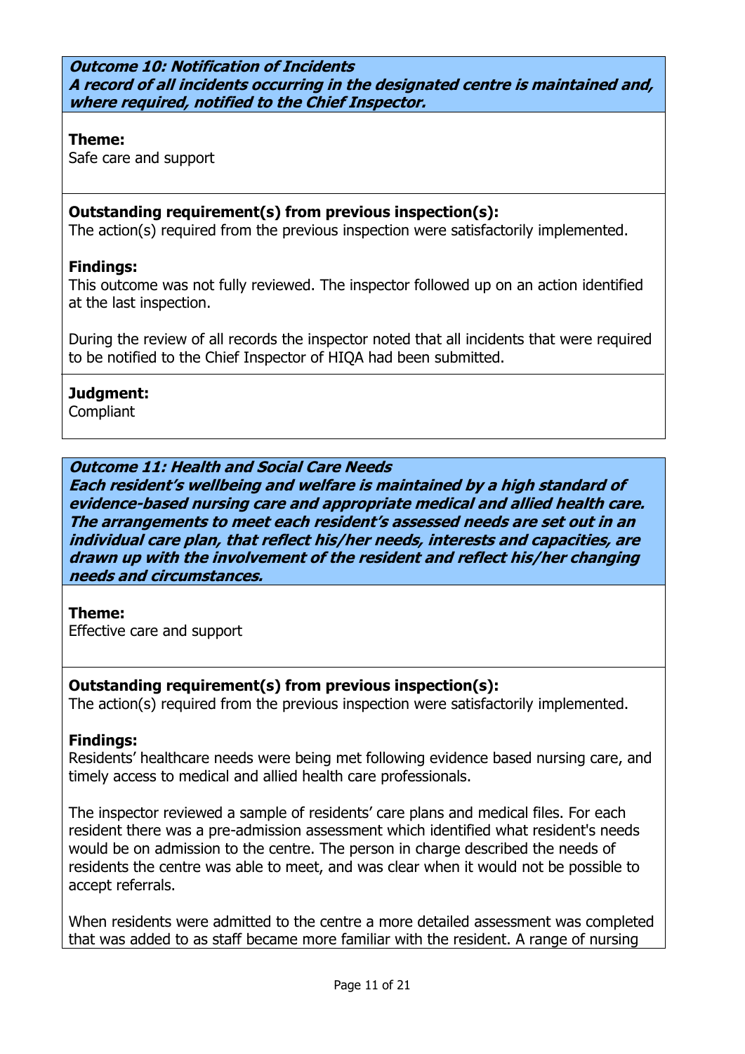***Outcome 10: Notification of Incidents***
***A record of all incidents occurring in the designated centre is maintained and, where required, notified to the Chief Inspector.***

**Theme:**
Safe care and support

**Outstanding requirement(s) from previous inspection(s):**
The action(s) required from the previous inspection were satisfactorily implemented.

**Findings:**
This outcome was not fully reviewed. The inspector followed up on an action identified at the last inspection.

During the review of all records the inspector noted that all incidents that were required to be notified to the Chief Inspector of HIQA had been submitted.

**Judgment:**
Compliant

***Outcome 11: Health and Social Care Needs***
***Each resident's wellbeing and welfare is maintained by a high standard of evidence-based nursing care and appropriate medical and allied health care. The arrangements to meet each resident's assessed needs are set out in an individual care plan, that reflect his/her needs, interests and capacities, are drawn up with the involvement of the resident and reflect his/her changing needs and circumstances.***

**Theme:**
Effective care and support

**Outstanding requirement(s) from previous inspection(s):**
The action(s) required from the previous inspection were satisfactorily implemented.

**Findings:**
Residents' healthcare needs were being met following evidence based nursing care, and timely access to medical and allied health care professionals.

The inspector reviewed a sample of residents' care plans and medical files. For each resident there was a pre-admission assessment which identified what resident's needs would be on admission to the centre. The person in charge described the needs of residents the centre was able to meet, and was clear when it would not be possible to accept referrals.

When residents were admitted to the centre a more detailed assessment was completed that was added to as staff became more familiar with the resident. A range of nursing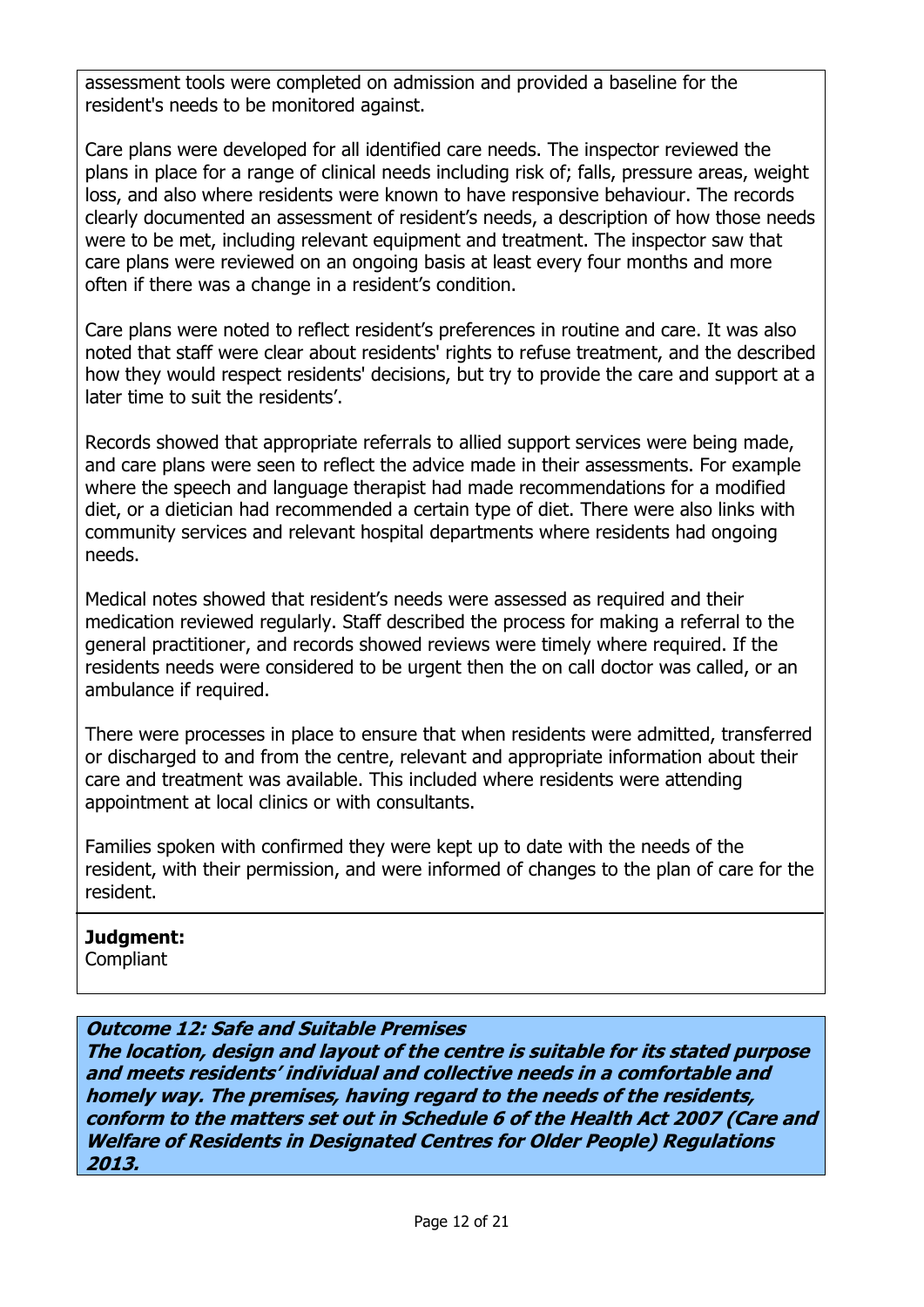assessment tools were completed on admission and provided a baseline for the resident's needs to be monitored against.

Care plans were developed for all identified care needs. The inspector reviewed the plans in place for a range of clinical needs including risk of; falls, pressure areas, weight loss, and also where residents were known to have responsive behaviour. The records clearly documented an assessment of resident's needs, a description of how those needs were to be met, including relevant equipment and treatment. The inspector saw that care plans were reviewed on an ongoing basis at least every four months and more often if there was a change in a resident's condition.

Care plans were noted to reflect resident's preferences in routine and care. It was also noted that staff were clear about residents' rights to refuse treatment, and the described how they would respect residents' decisions, but try to provide the care and support at a later time to suit the residents'.

Records showed that appropriate referrals to allied support services were being made, and care plans were seen to reflect the advice made in their assessments. For example where the speech and language therapist had made recommendations for a modified diet, or a dietician had recommended a certain type of diet. There were also links with community services and relevant hospital departments where residents had ongoing needs.

Medical notes showed that resident's needs were assessed as required and their medication reviewed regularly. Staff described the process for making a referral to the general practitioner, and records showed reviews were timely where required. If the residents needs were considered to be urgent then the on call doctor was called, or an ambulance if required.

There were processes in place to ensure that when residents were admitted, transferred or discharged to and from the centre, relevant and appropriate information about their care and treatment was available. This included where residents were attending appointment at local clinics or with consultants.

Families spoken with confirmed they were kept up to date with the needs of the resident, with their permission, and were informed of changes to the plan of care for the resident.

**Judgment:**
Compliant

***Outcome 12: Safe and Suitable Premises***
***The location, design and layout of the centre is suitable for its stated purpose and meets residents' individual and collective needs in a comfortable and homely way. The premises, having regard to the needs of the residents, conform to the matters set out in Schedule 6 of the Health Act 2007 (Care and Welfare of Residents in Designated Centres for Older People) Regulations 2013.***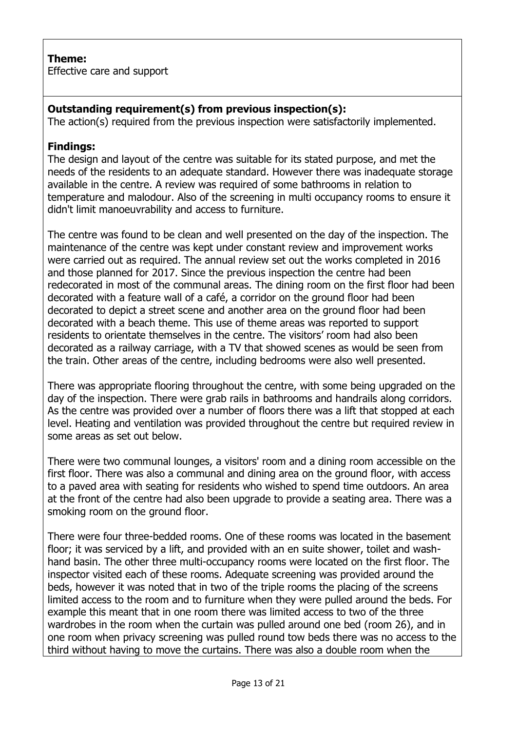**Theme:**
Effective care and support

**Outstanding requirement(s) from previous inspection(s):**
The action(s) required from the previous inspection were satisfactorily implemented.

**Findings:**
The design and layout of the centre was suitable for its stated purpose, and met the needs of the residents to an adequate standard. However there was inadequate storage available in the centre. A review was required of some bathrooms in relation to temperature and malodour. Also of the screening in multi occupancy rooms to ensure it didn't limit manoeuvrability and access to furniture.

The centre was found to be clean and well presented on the day of the inspection. The maintenance of the centre was kept under constant review and improvement works were carried out as required. The annual review set out the works completed in 2016 and those planned for 2017. Since the previous inspection the centre had been redecorated in most of the communal areas. The dining room on the first floor had been decorated with a feature wall of a café, a corridor on the ground floor had been decorated to depict a street scene and another area on the ground floor had been decorated with a beach theme. This use of theme areas was reported to support residents to orientate themselves in the centre. The visitors' room had also been decorated as a railway carriage, with a TV that showed scenes as would be seen from the train. Other areas of the centre, including bedrooms were also well presented.

There was appropriate flooring throughout the centre, with some being upgraded on the day of the inspection. There were grab rails in bathrooms and handrails along corridors. As the centre was provided over a number of floors there was a lift that stopped at each level. Heating and ventilation was provided throughout the centre but required review in some areas as set out below.

There were two communal lounges, a visitors' room and a dining room accessible on the first floor. There was also a communal and dining area on the ground floor, with access to a paved area with seating for residents who wished to spend time outdoors. An area at the front of the centre had also been upgrade to provide a seating area. There was a smoking room on the ground floor.

There were four three-bedded rooms. One of these rooms was located in the basement floor; it was serviced by a lift, and provided with an en suite shower, toilet and wash-hand basin. The other three multi-occupancy rooms were located on the first floor. The inspector visited each of these rooms. Adequate screening was provided around the beds, however it was noted that in two of the triple rooms the placing of the screens limited access to the room and to furniture when they were pulled around the beds. For example this meant that in one room there was limited access to two of the three wardrobes in the room when the curtain was pulled around one bed (room 26), and in one room when privacy screening was pulled round tow beds there was no access to the third without having to move the curtains. There was also a double room when the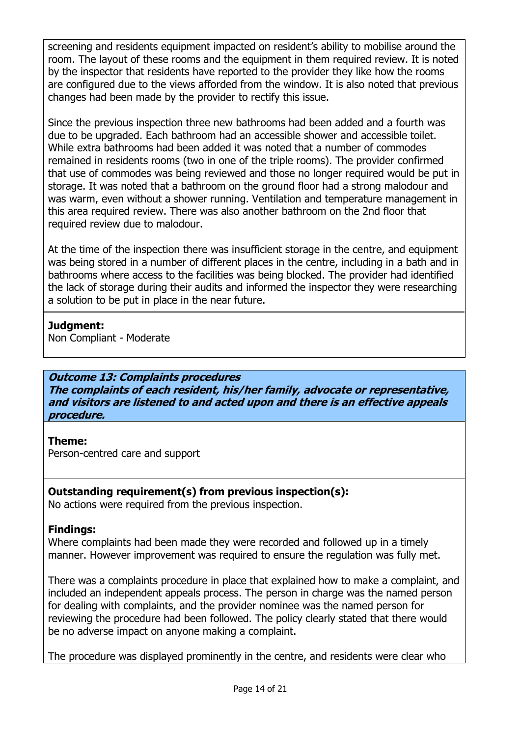screening and residents equipment impacted on resident's ability to mobilise around the room. The layout of these rooms and the equipment in them required review. It is noted by the inspector that residents have reported to the provider they like how the rooms are configured due to the views afforded from the window. It is also noted that previous changes had been made by the provider to rectify this issue.

Since the previous inspection three new bathrooms had been added and a fourth was due to be upgraded. Each bathroom had an accessible shower and accessible toilet. While extra bathrooms had been added it was noted that a number of commodes remained in residents rooms (two in one of the triple rooms). The provider confirmed that use of commodes was being reviewed and those no longer required would be put in storage. It was noted that a bathroom on the ground floor had a strong malodour and was warm, even without a shower running. Ventilation and temperature management in this area required review. There was also another bathroom on the 2nd floor that required review due to malodour.

At the time of the inspection there was insufficient storage in the centre, and equipment was being stored in a number of different places in the centre, including in a bath and in bathrooms where access to the facilities was being blocked. The provider had identified the lack of storage during their audits and informed the inspector they were researching a solution to be put in place in the near future.

**Judgment:**
Non Compliant - Moderate

***Outcome 13: Complaints procedures***
***The complaints of each resident, his/her family, advocate or representative, and visitors are listened to and acted upon and there is an effective appeals procedure.***

**Theme:**
Person-centred care and support

**Outstanding requirement(s) from previous inspection(s):**
No actions were required from the previous inspection.

**Findings:**
Where complaints had been made they were recorded and followed up in a timely manner. However improvement was required to ensure the regulation was fully met.

There was a complaints procedure in place that explained how to make a complaint, and included an independent appeals process. The person in charge was the named person for dealing with complaints, and the provider nominee was the named person for reviewing the procedure had been followed. The policy clearly stated that there would be no adverse impact on anyone making a complaint.

The procedure was displayed prominently in the centre, and residents were clear who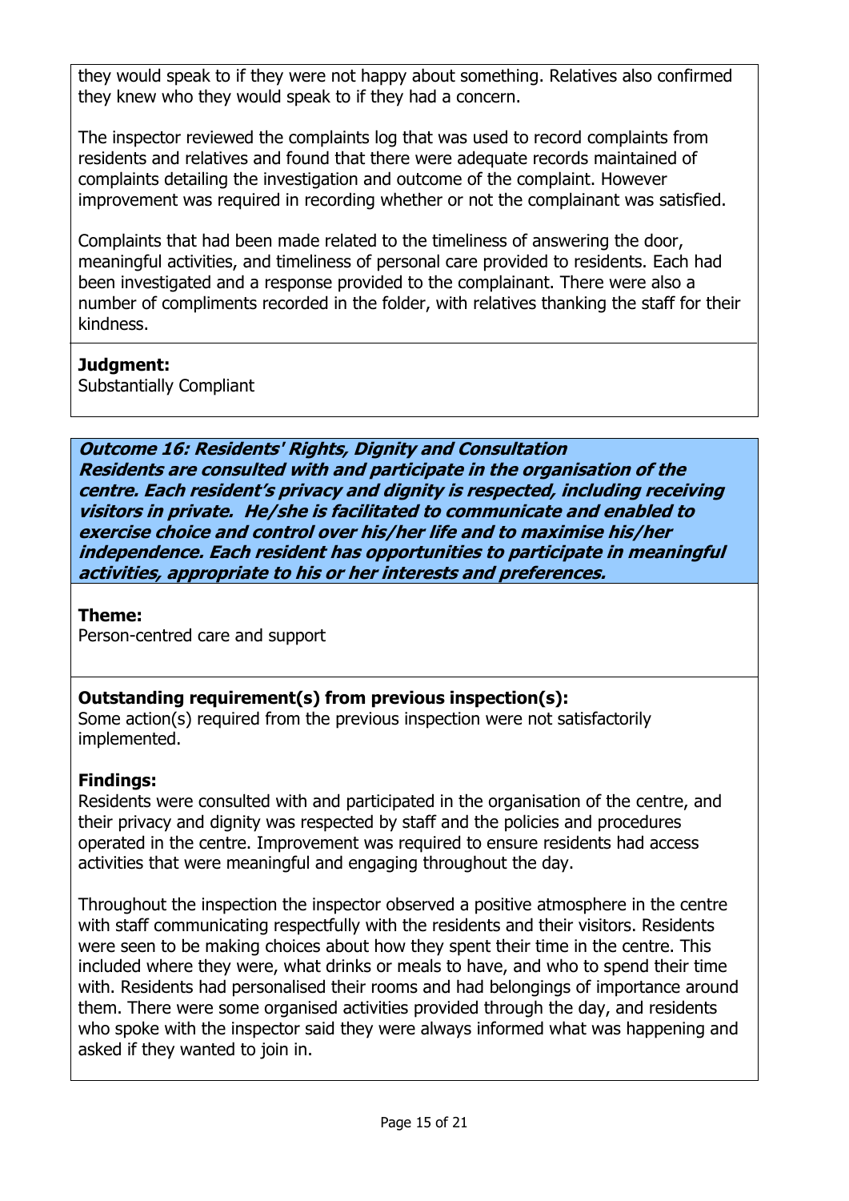they would speak to if they were not happy about something. Relatives also confirmed they knew who they would speak to if they had a concern.

The inspector reviewed the complaints log that was used to record complaints from residents and relatives and found that there were adequate records maintained of complaints detailing the investigation and outcome of the complaint. However improvement was required in recording whether or not the complainant was satisfied.

Complaints that had been made related to the timeliness of answering the door, meaningful activities, and timeliness of personal care provided to residents. Each had been investigated and a response provided to the complainant. There were also a number of compliments recorded in the folder, with relatives thanking the staff for their kindness.

**Judgment:**
Substantially Compliant

***Outcome 16: Residents' Rights, Dignity and Consultation***
***Residents are consulted with and participate in the organisation of the centre. Each resident's privacy and dignity is respected, including receiving visitors in private. He/she is facilitated to communicate and enabled to exercise choice and control over his/her life and to maximise his/her independence. Each resident has opportunities to participate in meaningful activities, appropriate to his or her interests and preferences.***

**Theme:**
Person-centred care and support

**Outstanding requirement(s) from previous inspection(s):**
Some action(s) required from the previous inspection were not satisfactorily implemented.

**Findings:**
Residents were consulted with and participated in the organisation of the centre, and their privacy and dignity was respected by staff and the policies and procedures operated in the centre. Improvement was required to ensure residents had access activities that were meaningful and engaging throughout the day.

Throughout the inspection the inspector observed a positive atmosphere in the centre with staff communicating respectfully with the residents and their visitors. Residents were seen to be making choices about how they spent their time in the centre. This included where they were, what drinks or meals to have, and who to spend their time with. Residents had personalised their rooms and had belongings of importance around them. There were some organised activities provided through the day, and residents who spoke with the inspector said they were always informed what was happening and asked if they wanted to join in.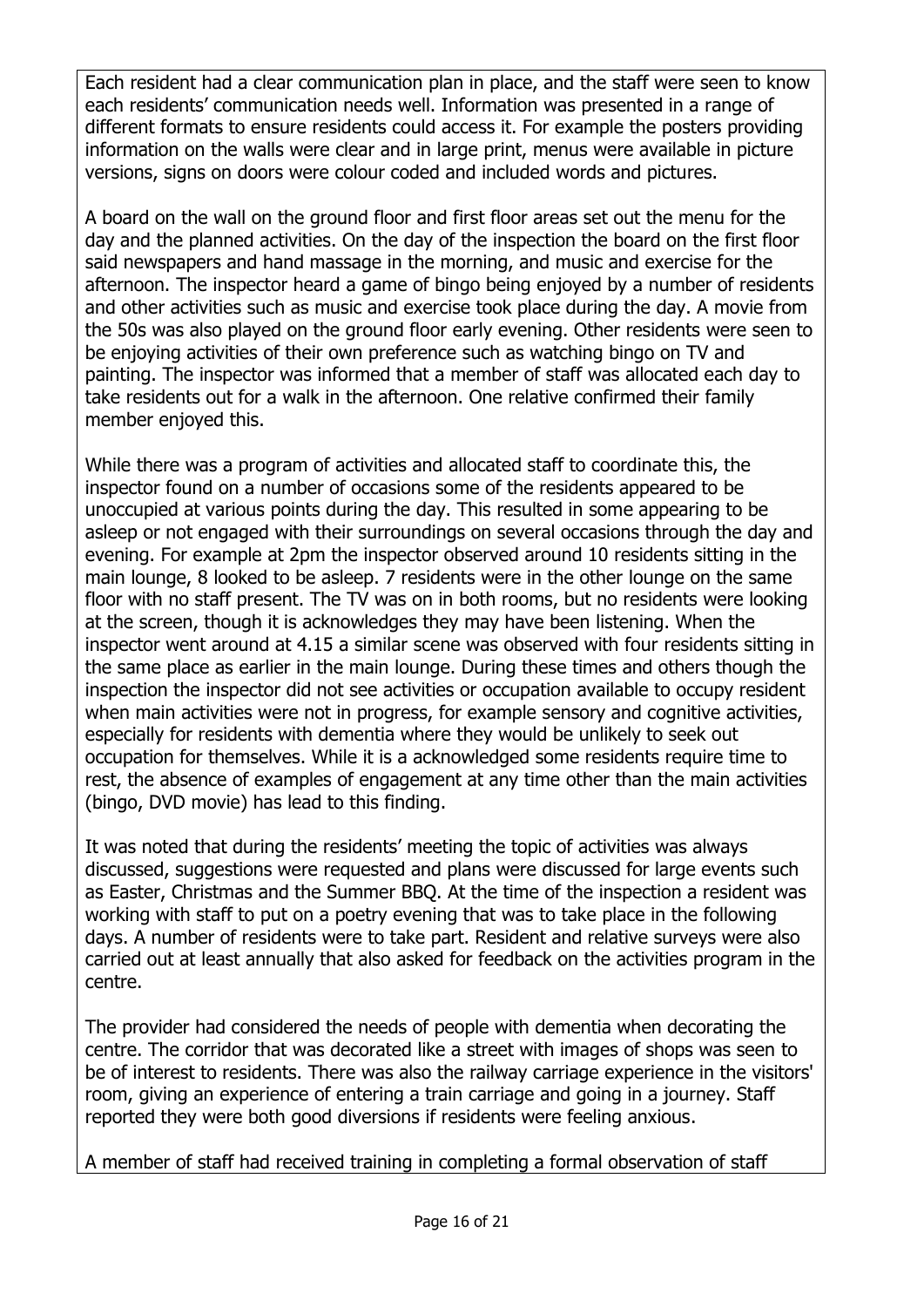Each resident had a clear communication plan in place, and the staff were seen to know each residents' communication needs well. Information was presented in a range of different formats to ensure residents could access it. For example the posters providing information on the walls were clear and in large print, menus were available in picture versions, signs on doors were colour coded and included words and pictures.

A board on the wall on the ground floor and first floor areas set out the menu for the day and the planned activities. On the day of the inspection the board on the first floor said newspapers and hand massage in the morning, and music and exercise for the afternoon. The inspector heard a game of bingo being enjoyed by a number of residents and other activities such as music and exercise took place during the day. A movie from the 50s was also played on the ground floor early evening. Other residents were seen to be enjoying activities of their own preference such as watching bingo on TV and painting. The inspector was informed that a member of staff was allocated each day to take residents out for a walk in the afternoon. One relative confirmed their family member enjoyed this.

While there was a program of activities and allocated staff to coordinate this, the inspector found on a number of occasions some of the residents appeared to be unoccupied at various points during the day. This resulted in some appearing to be asleep or not engaged with their surroundings on several occasions through the day and evening. For example at 2pm the inspector observed around 10 residents sitting in the main lounge, 8 looked to be asleep. 7 residents were in the other lounge on the same floor with no staff present. The TV was on in both rooms, but no residents were looking at the screen, though it is acknowledges they may have been listening. When the inspector went around at 4.15 a similar scene was observed with four residents sitting in the same place as earlier in the main lounge. During these times and others though the inspection the inspector did not see activities or occupation available to occupy resident when main activities were not in progress, for example sensory and cognitive activities, especially for residents with dementia where they would be unlikely to seek out occupation for themselves. While it is a acknowledged some residents require time to rest, the absence of examples of engagement at any time other than the main activities (bingo, DVD movie) has lead to this finding.

It was noted that during the residents' meeting the topic of activities was always discussed, suggestions were requested and plans were discussed for large events such as Easter, Christmas and the Summer BBQ. At the time of the inspection a resident was working with staff to put on a poetry evening that was to take place in the following days. A number of residents were to take part. Resident and relative surveys were also carried out at least annually that also asked for feedback on the activities program in the centre.

The provider had considered the needs of people with dementia when decorating the centre. The corridor that was decorated like a street with images of shops was seen to be of interest to residents. There was also the railway carriage experience in the visitors' room, giving an experience of entering a train carriage and going in a journey. Staff reported they were both good diversions if residents were feeling anxious.

A member of staff had received training in completing a formal observation of staff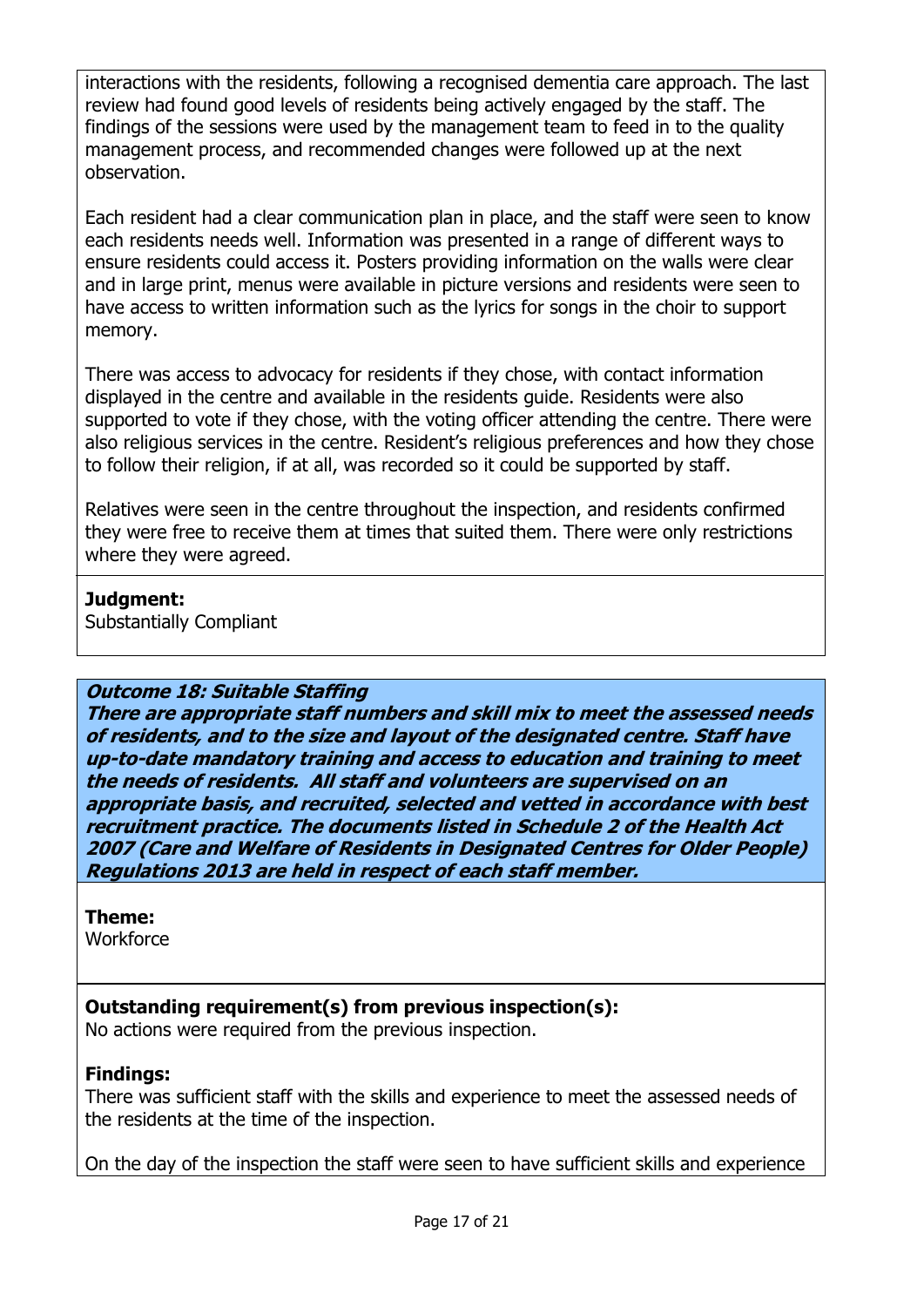interactions with the residents, following a recognised dementia care approach. The last review had found good levels of residents being actively engaged by the staff. The findings of the sessions were used by the management team to feed in to the quality management process, and recommended changes were followed up at the next observation.

Each resident had a clear communication plan in place, and the staff were seen to know each residents needs well. Information was presented in a range of different ways to ensure residents could access it. Posters providing information on the walls were clear and in large print, menus were available in picture versions and residents were seen to have access to written information such as the lyrics for songs in the choir to support memory.

There was access to advocacy for residents if they chose, with contact information displayed in the centre and available in the residents guide. Residents were also supported to vote if they chose, with the voting officer attending the centre. There were also religious services in the centre. Resident's religious preferences and how they chose to follow their religion, if at all, was recorded so it could be supported by staff.

Relatives were seen in the centre throughout the inspection, and residents confirmed they were free to receive them at times that suited them. There were only restrictions where they were agreed.

**Judgment:**
Substantially Compliant

***Outcome 18: Suitable Staffing***
***There are appropriate staff numbers and skill mix to meet the assessed needs of residents, and to the size and layout of the designated centre. Staff have up-to-date mandatory training and access to education and training to meet the needs of residents. All staff and volunteers are supervised on an appropriate basis, and recruited, selected and vetted in accordance with best recruitment practice. The documents listed in Schedule 2 of the Health Act 2007 (Care and Welfare of Residents in Designated Centres for Older People) Regulations 2013 are held in respect of each staff member.***

**Theme:**
Workforce

**Outstanding requirement(s) from previous inspection(s):**
No actions were required from the previous inspection.

**Findings:**
There was sufficient staff with the skills and experience to meet the assessed needs of the residents at the time of the inspection.

On the day of the inspection the staff were seen to have sufficient skills and experience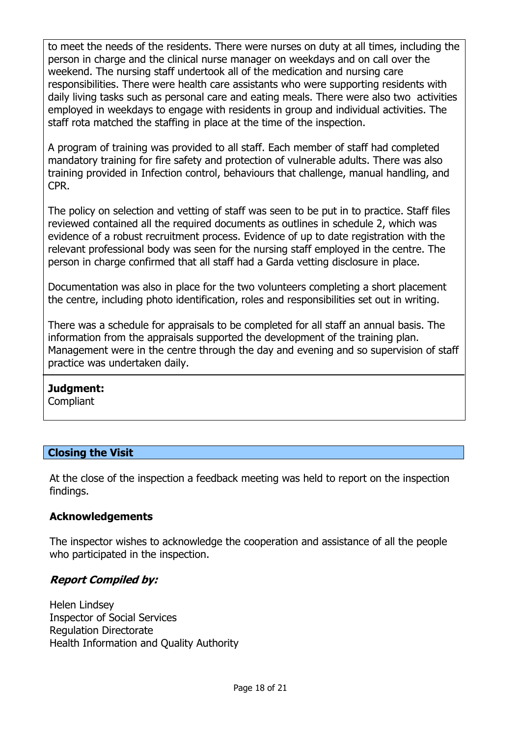to meet the needs of the residents. There were nurses on duty at all times, including the person in charge and the clinical nurse manager on weekdays and on call over the weekend. The nursing staff undertook all of the medication and nursing care responsibilities. There were health care assistants who were supporting residents with daily living tasks such as personal care and eating meals. There were also two activities employed in weekdays to engage with residents in group and individual activities. The staff rota matched the staffing in place at the time of the inspection.

A program of training was provided to all staff. Each member of staff had completed mandatory training for fire safety and protection of vulnerable adults. There was also training provided in Infection control, behaviours that challenge, manual handling, and CPR.

The policy on selection and vetting of staff was seen to be put in to practice. Staff files reviewed contained all the required documents as outlines in schedule 2, which was evidence of a robust recruitment process. Evidence of up to date registration with the relevant professional body was seen for the nursing staff employed in the centre. The person in charge confirmed that all staff had a Garda vetting disclosure in place.

Documentation was also in place for the two volunteers completing a short placement the centre, including photo identification, roles and responsibilities set out in writing.

There was a schedule for appraisals to be completed for all staff an annual basis. The information from the appraisals supported the development of the training plan. Management were in the centre through the day and evening and so supervision of staff practice was undertaken daily.

**Judgment:**
Compliant

## Closing the Visit

At the close of the inspection a feedback meeting was held to report on the inspection findings.

### Acknowledgements

The inspector wishes to acknowledge the cooperation and assistance of all the people who participated in the inspection.

### *Report Compiled by:*

Helen Lindsey
Inspector of Social Services
Regulation Directorate
Health Information and Quality Authority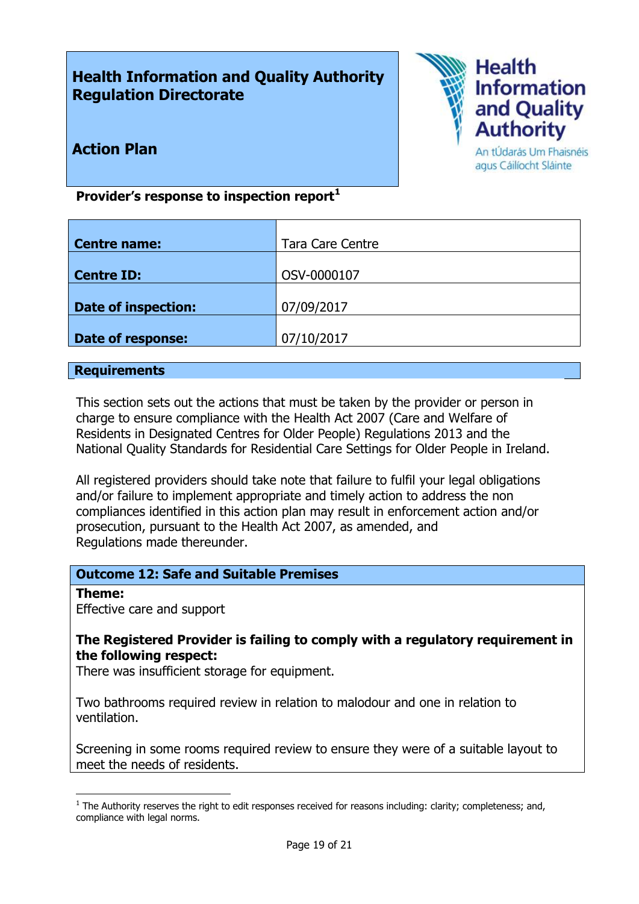**Health Information and Quality Authority**
**Regulation Directorate**

**Action Plan**

Health Information and Quality Authority
An tÚdarás Um Fhaisnéis agus Cáilíocht Sláinte

**Provider's response to inspection report**[1]

| | |
|---|---|
| **Centre name:** | Tara Care Centre |
| **Centre ID:** | OSV-0000107 |
| **Date of inspection:** | 07/09/2017 |
| **Date of response:** | 07/10/2017 |

## Requirements

This section sets out the actions that must be taken by the provider or person in charge to ensure compliance with the Health Act 2007 (Care and Welfare of Residents in Designated Centres for Older People) Regulations 2013 and the National Quality Standards for Residential Care Settings for Older People in Ireland.

All registered providers should take note that failure to fulfil your legal obligations and/or failure to implement appropriate and timely action to address the non compliances identified in this action plan may result in enforcement action and/or prosecution, pursuant to the Health Act 2007, as amended, and Regulations made thereunder.

### Outcome 12: Safe and Suitable Premises

**Theme:**
Effective care and support

**The Registered Provider is failing to comply with a regulatory requirement in the following respect:**
There was insufficient storage for equipment.

Two bathrooms required review in relation to malodour and one in relation to ventilation.

Screening in some rooms required review to ensure they were of a suitable layout to meet the needs of residents.

---

[1] The Authority reserves the right to edit responses received for reasons including: clarity; completeness; and, compliance with legal norms.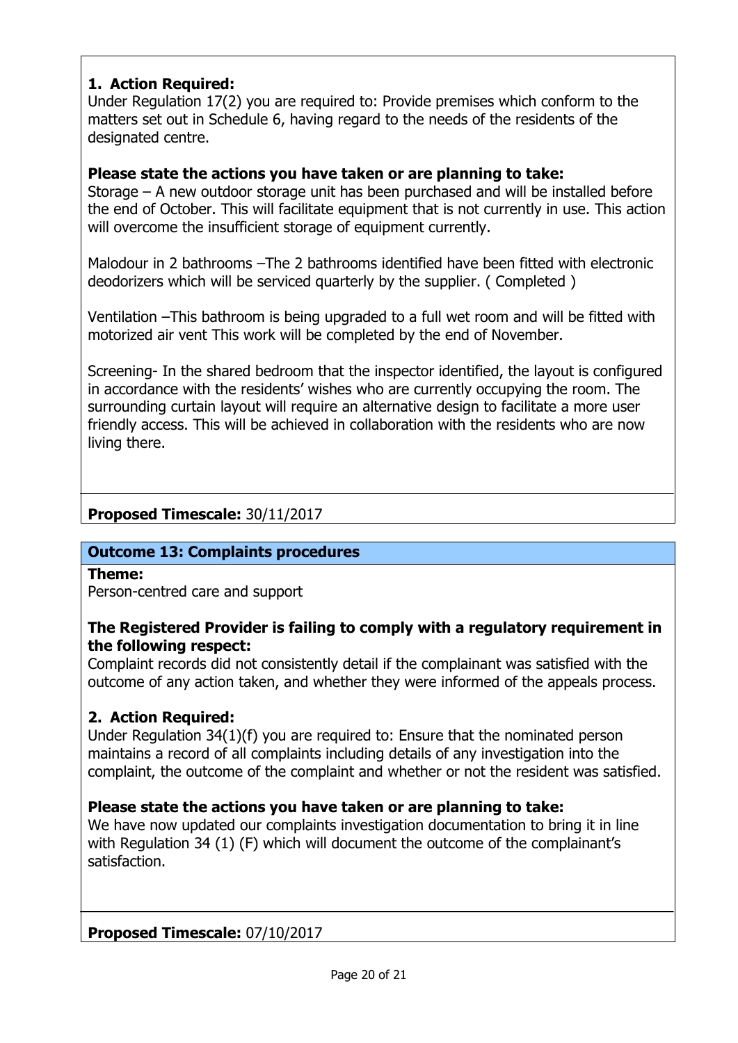**1. Action Required:**
Under Regulation 17(2) you are required to: Provide premises which conform to the matters set out in Schedule 6, having regard to the needs of the residents of the designated centre.

**Please state the actions you have taken or are planning to take:**
Storage – A new outdoor storage unit has been purchased and will be installed before the end of October. This will facilitate equipment that is not currently in use. This action will overcome the insufficient storage of equipment currently.

Malodour in 2 bathrooms –The 2 bathrooms identified have been fitted with electronic deodorizers which will be serviced quarterly by the supplier. ( Completed )

Ventilation –This bathroom is being upgraded to a full wet room and will be fitted with motorized air vent This work will be completed by the end of November.

Screening- In the shared bedroom that the inspector identified, the layout is configured in accordance with the residents' wishes who are currently occupying the room. The surrounding curtain layout will require an alternative design to facilitate a more user friendly access. This will be achieved in collaboration with the residents who are now living there.

**Proposed Timescale:** 30/11/2017

## Outcome 13: Complaints procedures

**Theme:**
Person-centred care and support

**The Registered Provider is failing to comply with a regulatory requirement in the following respect:**
Complaint records did not consistently detail if the complainant was satisfied with the outcome of any action taken, and whether they were informed of the appeals process.

**2. Action Required:**
Under Regulation 34(1)(f) you are required to: Ensure that the nominated person maintains a record of all complaints including details of any investigation into the complaint, the outcome of the complaint and whether or not the resident was satisfied.

**Please state the actions you have taken or are planning to take:**
We have now updated our complaints investigation documentation to bring it in line with Regulation 34 (1) (F) which will document the outcome of the complainant's satisfaction.

**Proposed Timescale:** 07/10/2017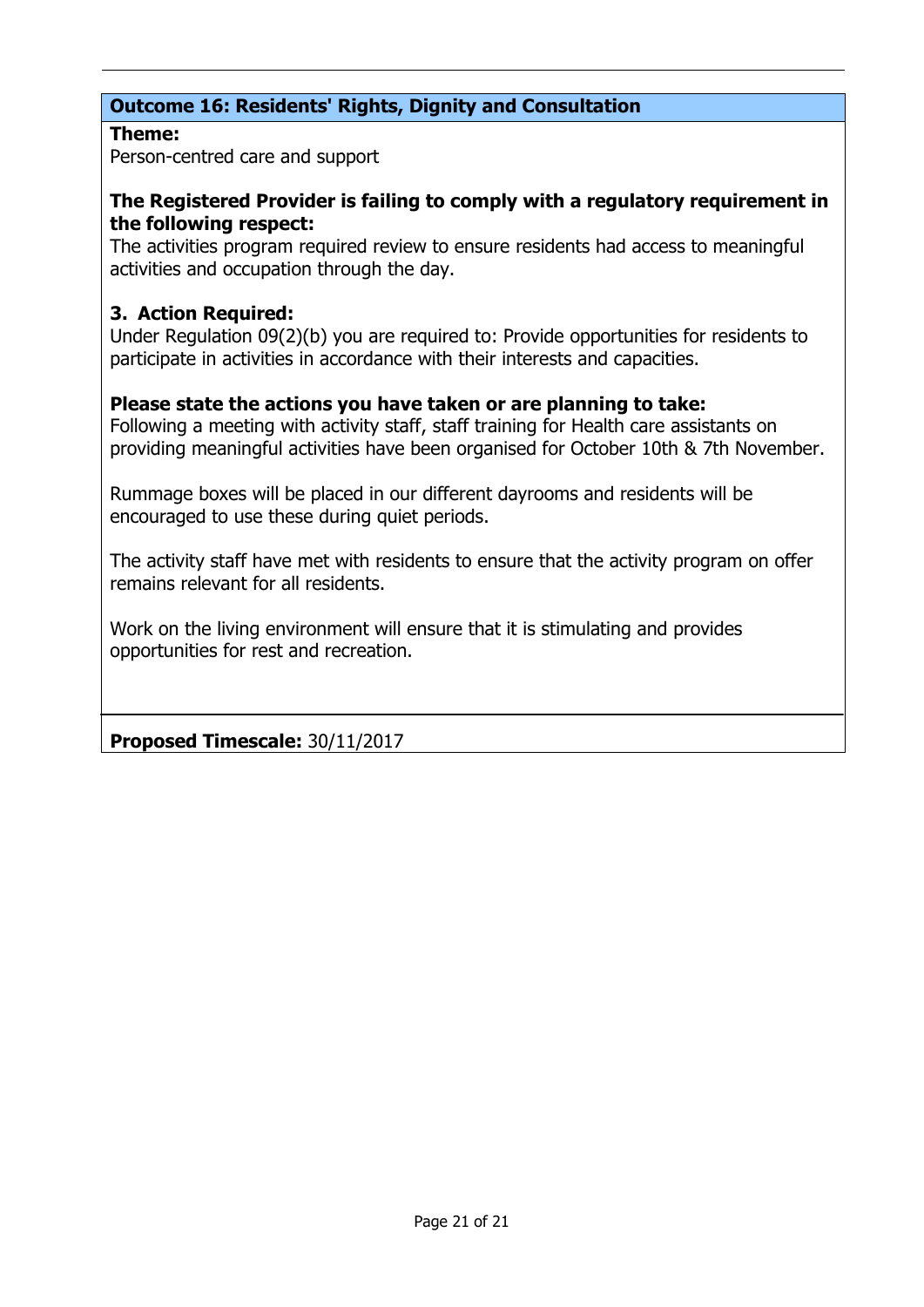## Outcome 16: Residents' Rights, Dignity and Consultation

**Theme:**
Person-centred care and support

**The Registered Provider is failing to comply with a regulatory requirement in the following respect:**
The activities program required review to ensure residents had access to meaningful activities and occupation through the day.

**3. Action Required:**
Under Regulation 09(2)(b) you are required to: Provide opportunities for residents to participate in activities in accordance with their interests and capacities.

**Please state the actions you have taken or are planning to take:**
Following a meeting with activity staff, staff training for Health care assistants on providing meaningful activities have been organised for October 10th & 7th November.

Rummage boxes will be placed in our different dayrooms and residents will be encouraged to use these during quiet periods.

The activity staff have met with residents to ensure that the activity program on offer remains relevant for all residents.

Work on the living environment will ensure that it is stimulating and provides opportunities for rest and recreation.

**Proposed Timescale:** 30/11/2017